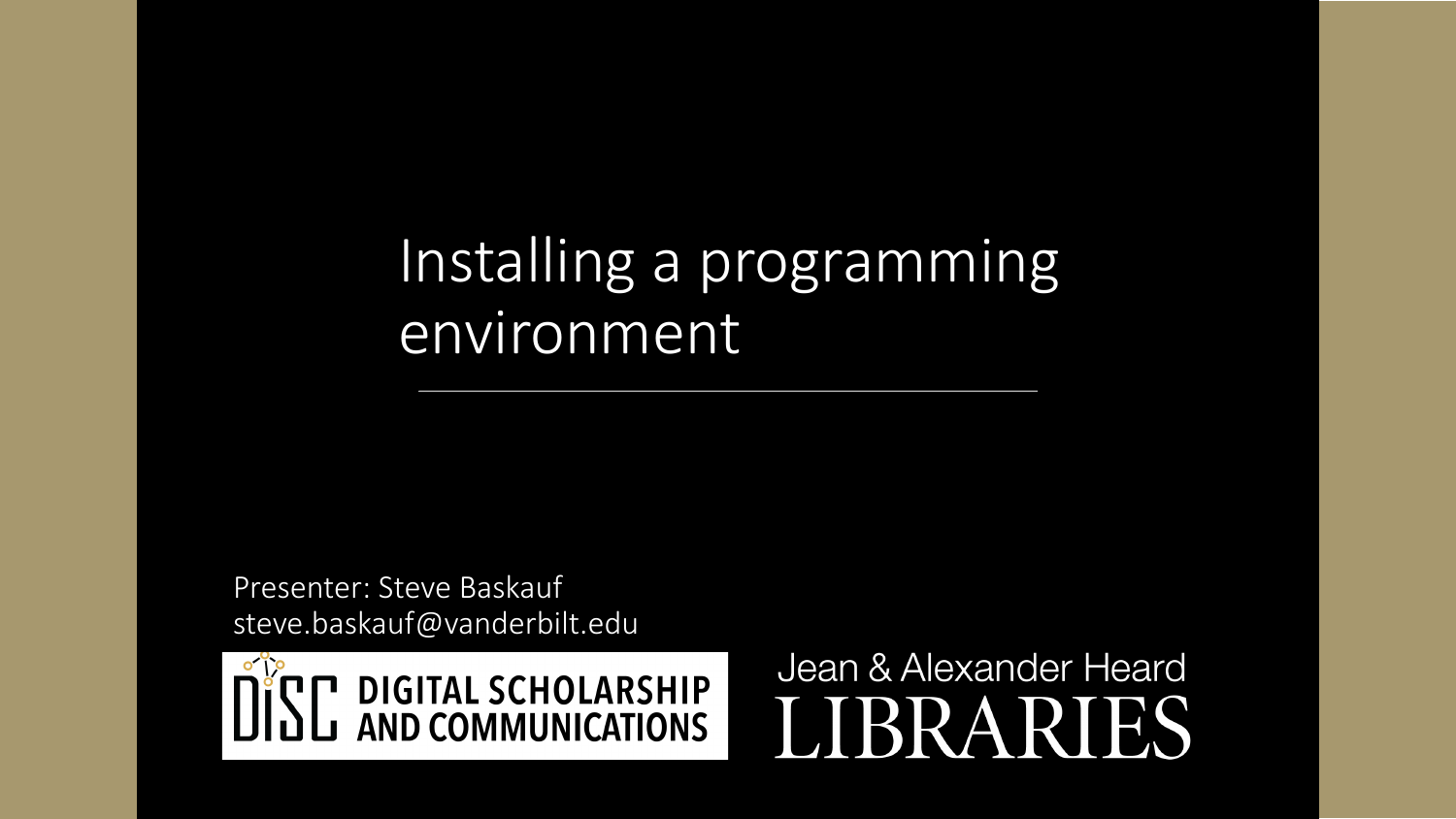# Installing a programming environment

Presenter: Steve Baskauf
steve.baskauf@vanderbilt.edu

DiSC DIGITAL SCHOLARSHIP AND COMMUNICATIONS

Jean & Alexander Heard LIBRARIES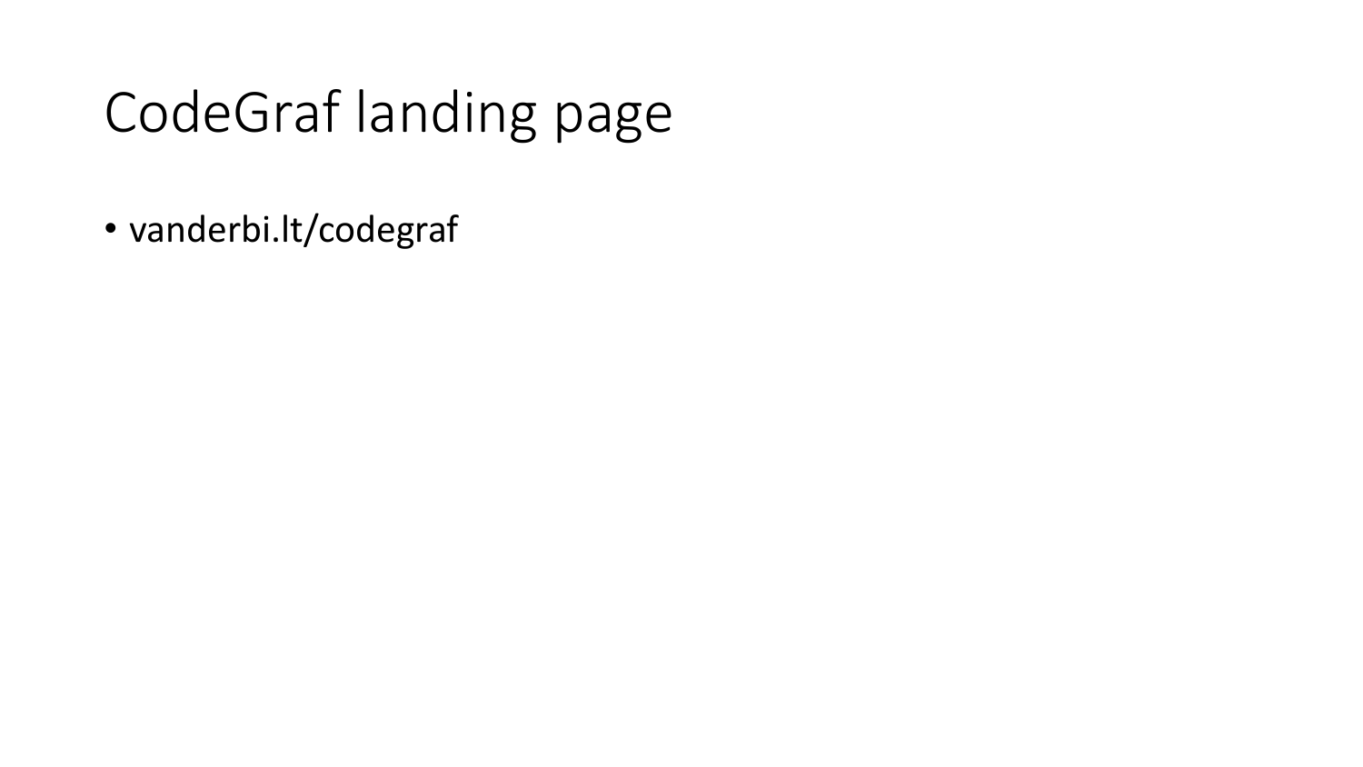# CodeGraf landing page

- vanderbi.lt/codegraf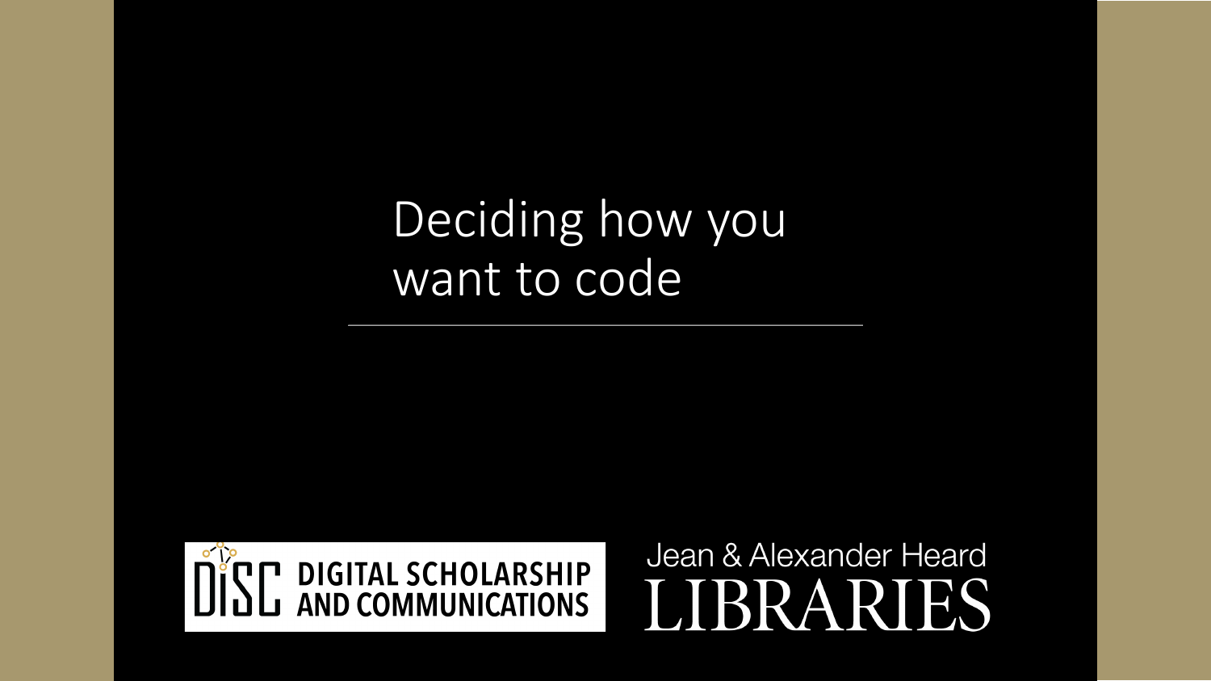# Deciding how you want to code

DiSC DIGITAL SCHOLARSHIP AND COMMUNICATIONS

Jean & Alexander Heard LIBRARIES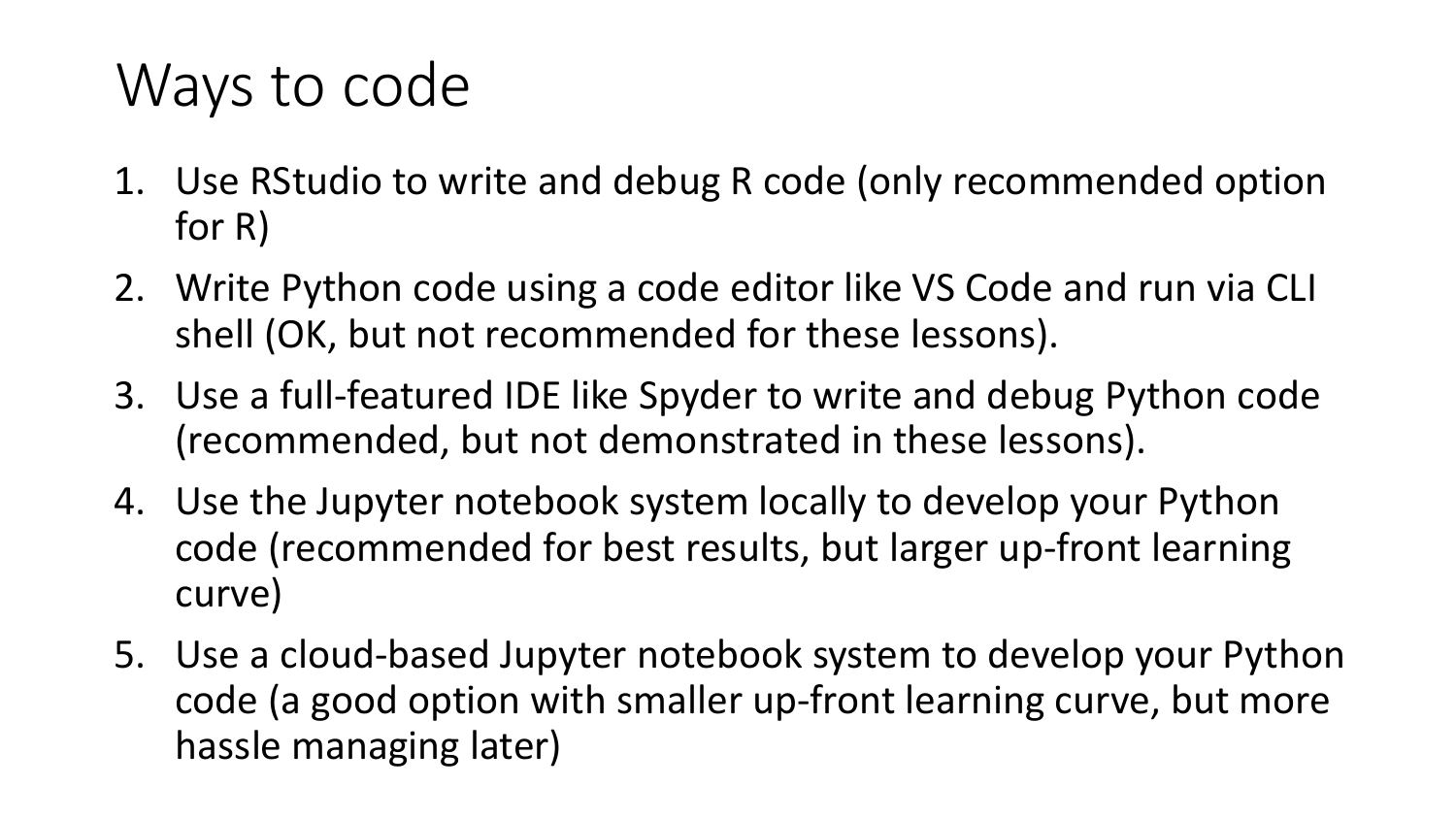# Ways to code

1. Use RStudio to write and debug R code (only recommended option for R)
2. Write Python code using a code editor like VS Code and run via CLI shell (OK, but not recommended for these lessons).
3. Use a full-featured IDE like Spyder to write and debug Python code (recommended, but not demonstrated in these lessons).
4. Use the Jupyter notebook system locally to develop your Python code (recommended for best results, but larger up-front learning curve)
5. Use a cloud-based Jupyter notebook system to develop your Python code (a good option with smaller up-front learning curve, but more hassle managing later)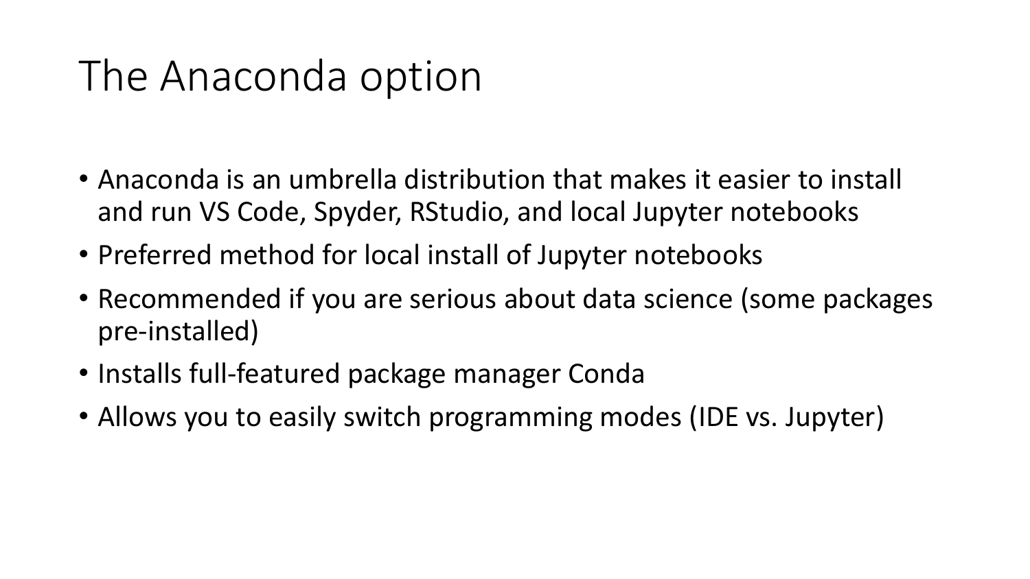# The Anaconda option

- Anaconda is an umbrella distribution that makes it easier to install and run VS Code, Spyder, RStudio, and local Jupyter notebooks
- Preferred method for local install of Jupyter notebooks
- Recommended if you are serious about data science (some packages pre-installed)
- Installs full-featured package manager Conda
- Allows you to easily switch programming modes (IDE vs. Jupyter)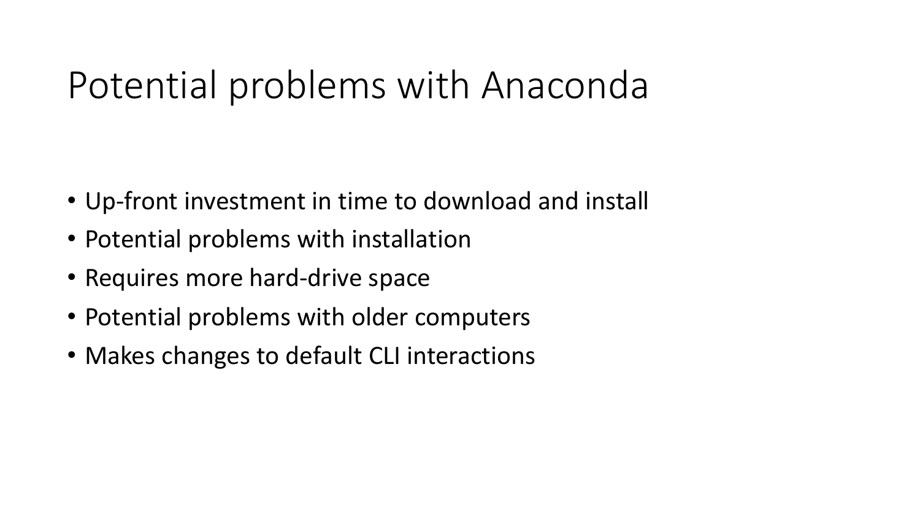# Potential problems with Anaconda

- Up-front investment in time to download and install
- Potential problems with installation
- Requires more hard-drive space
- Potential problems with older computers
- Makes changes to default CLI interactions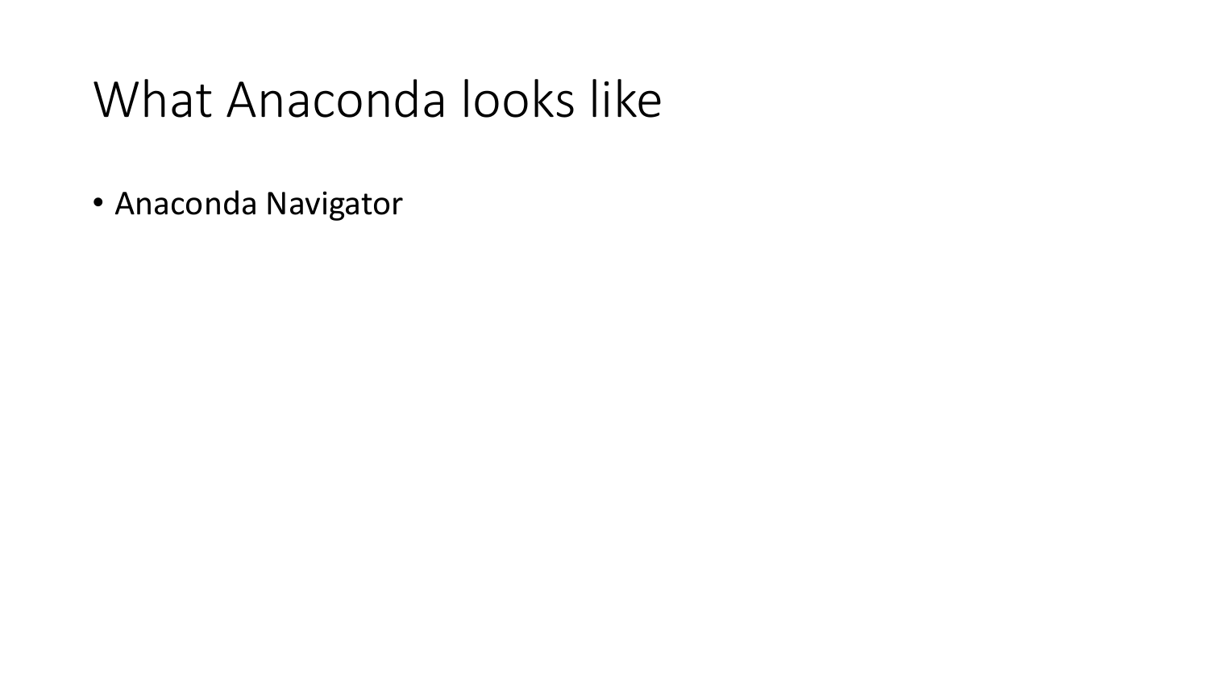# What Anaconda looks like

- Anaconda Navigator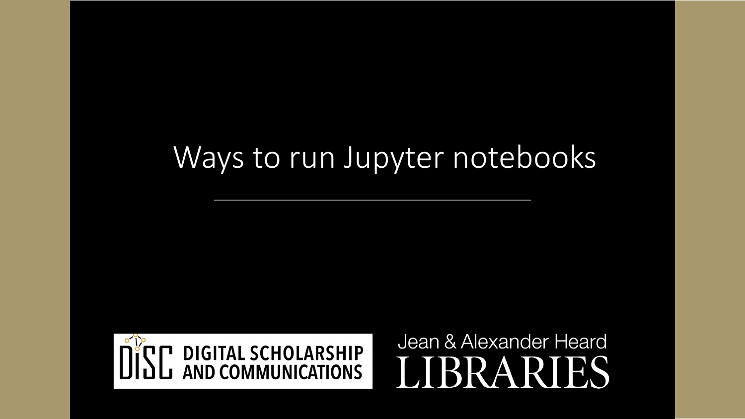# Ways to run Jupyter notebooks

DISC DIGITAL SCHOLARSHIP AND COMMUNICATIONS

Jean & Alexander Heard LIBRARIES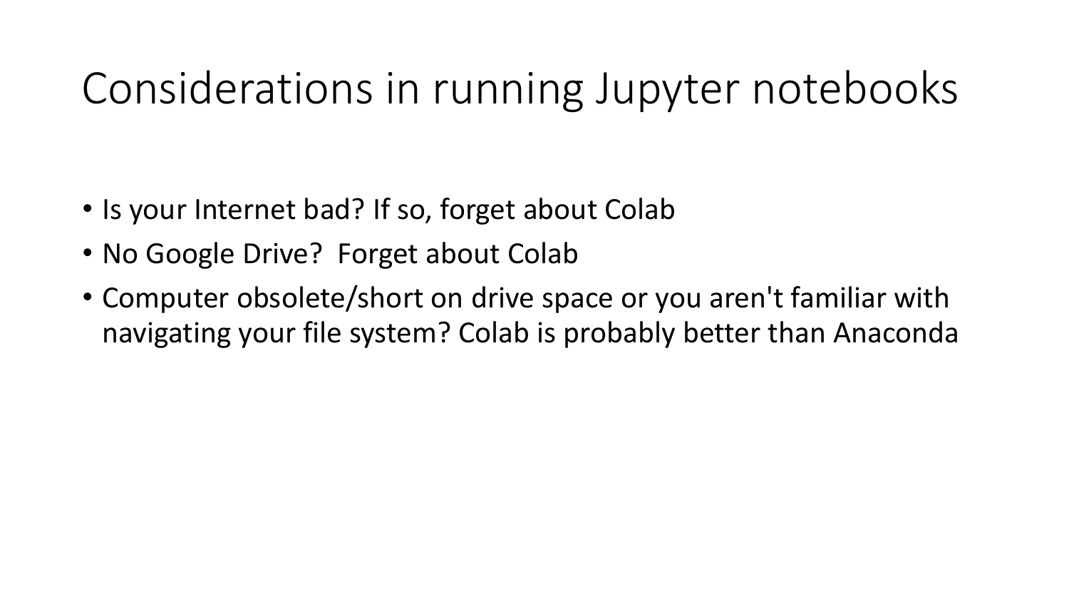# Considerations in running Jupyter notebooks

- Is your Internet bad? If so, forget about Colab
- No Google Drive?  Forget about Colab
- Computer obsolete/short on drive space or you aren't familiar with navigating your file system? Colab is probably better than Anaconda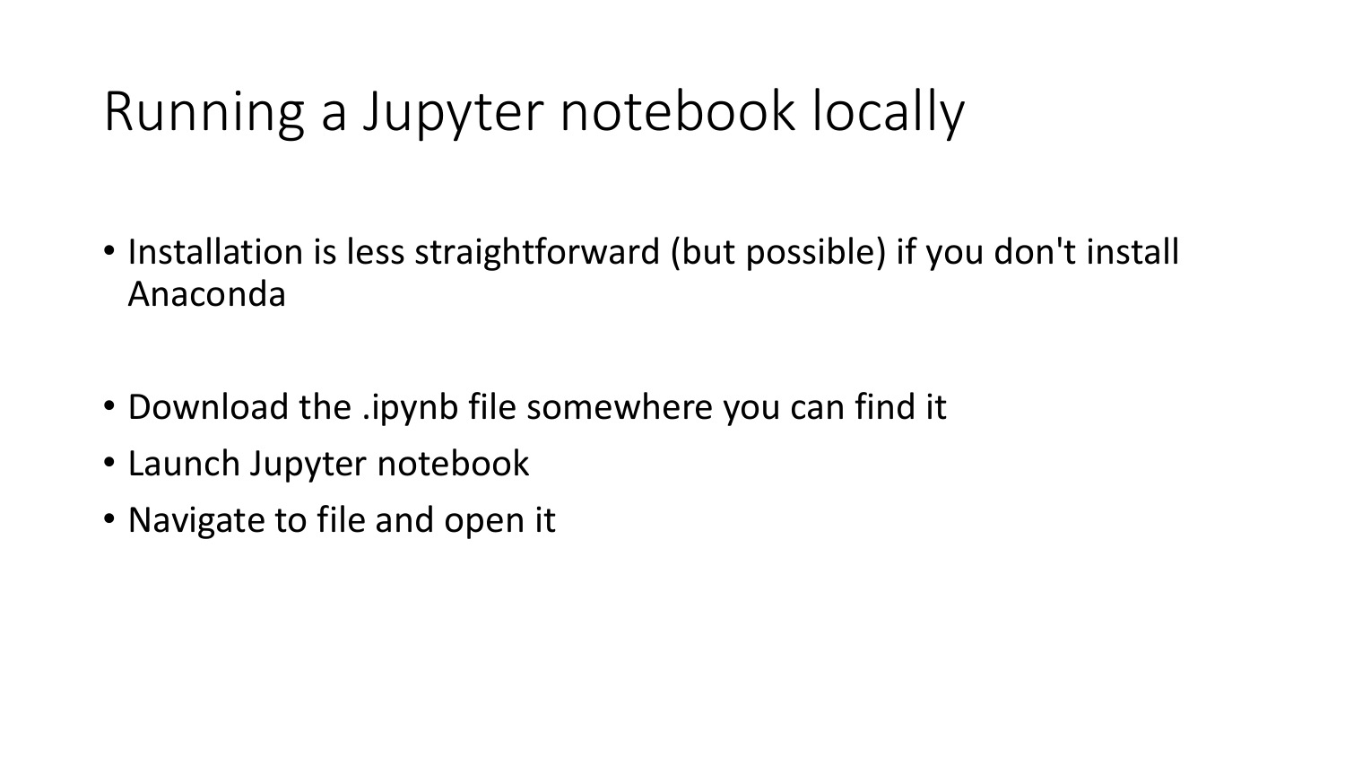# Running a Jupyter notebook locally

- Installation is less straightforward (but possible) if you don't install Anaconda

- Download the .ipynb file somewhere you can find it
- Launch Jupyter notebook
- Navigate to file and open it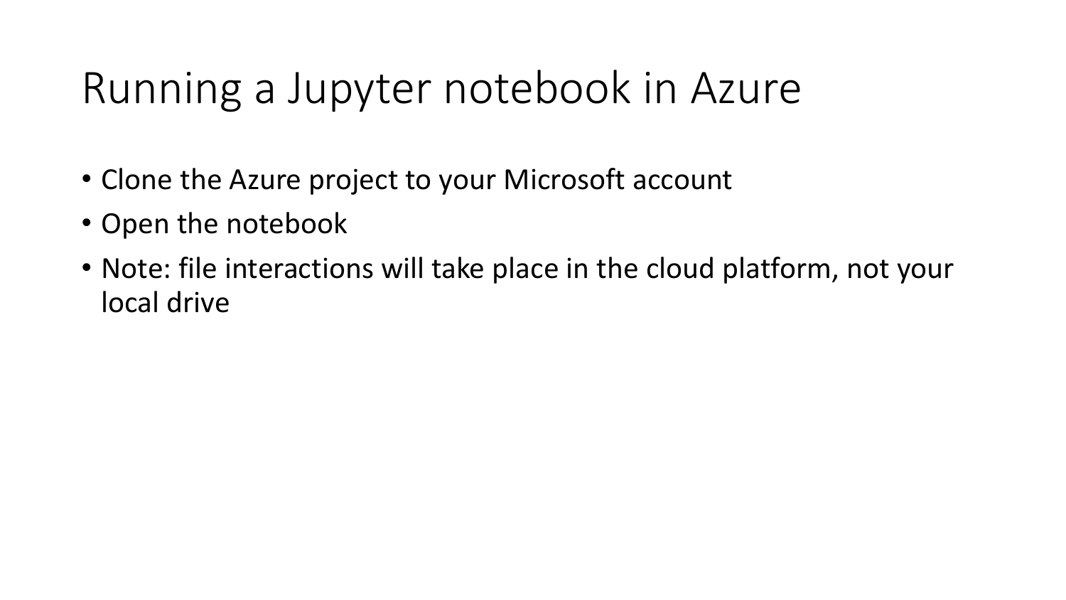# Running a Jupyter notebook in Azure

- Clone the Azure project to your Microsoft account
- Open the notebook
- Note: file interactions will take place in the cloud platform, not your local drive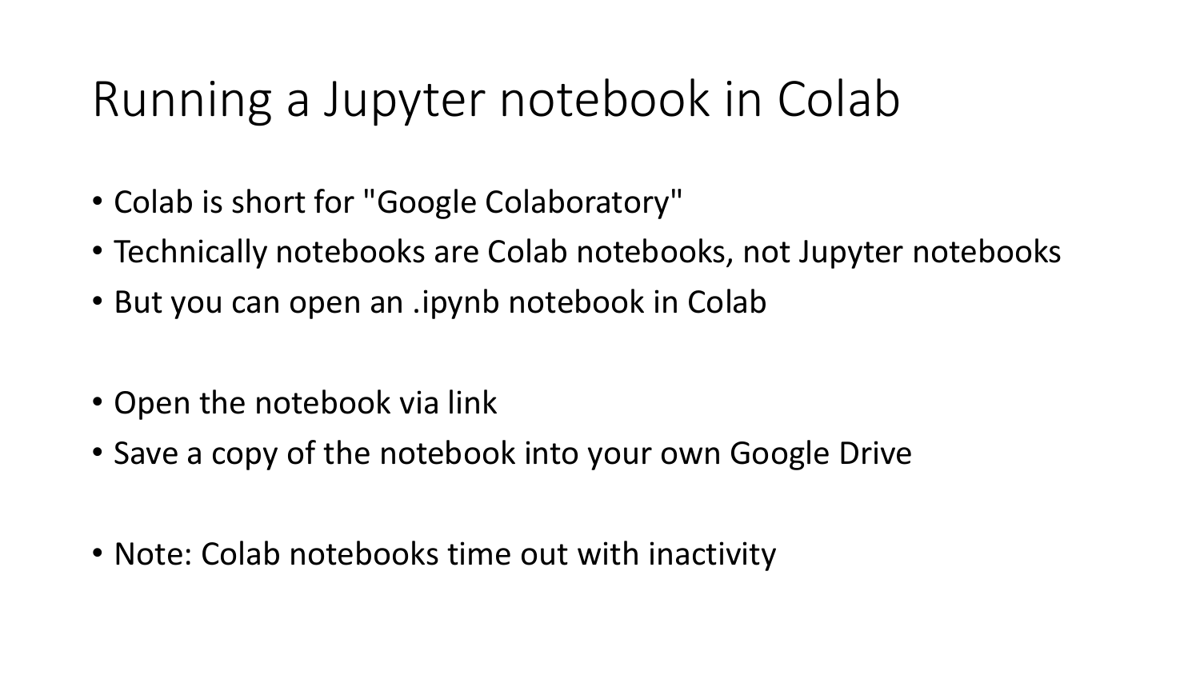# Running a Jupyter notebook in Colab

- Colab is short for "Google Colaboratory"
- Technically notebooks are Colab notebooks, not Jupyter notebooks
- But you can open an .ipynb notebook in Colab

- Open the notebook via link
- Save a copy of the notebook into your own Google Drive

- Note: Colab notebooks time out with inactivity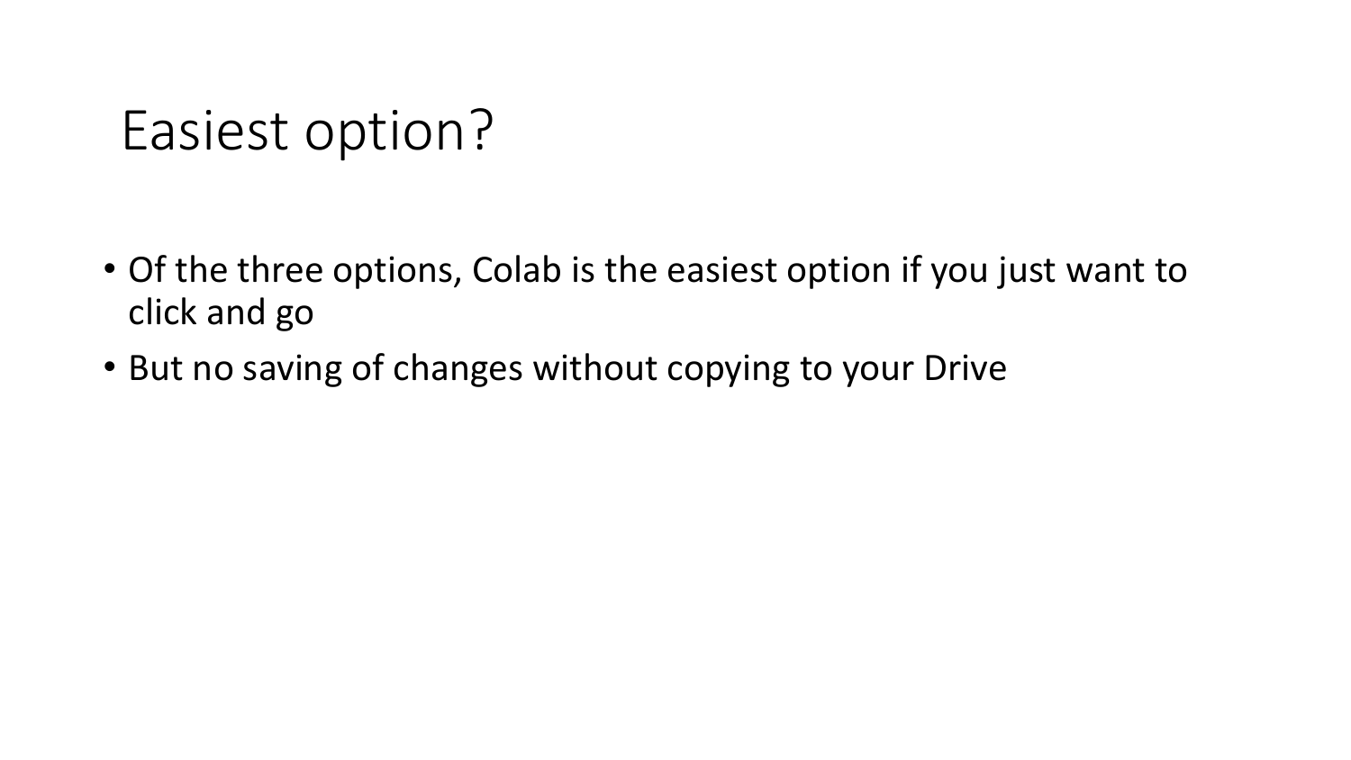# Easiest option?

- Of the three options, Colab is the easiest option if you just want to click and go
- But no saving of changes without copying to your Drive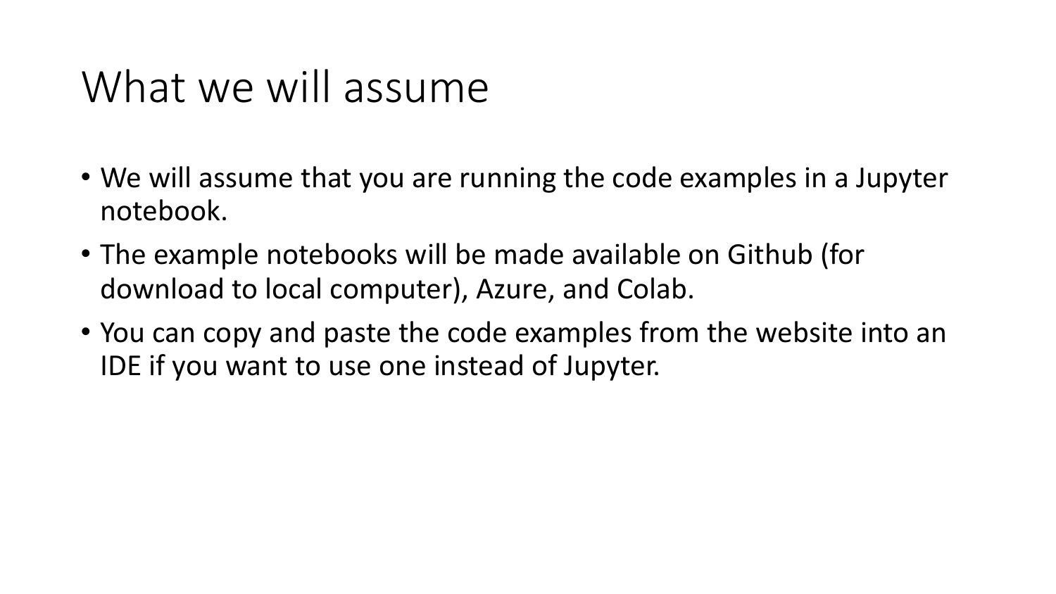# What we will assume

- We will assume that you are running the code examples in a Jupyter notebook.
- The example notebooks will be made available on Github (for download to local computer), Azure, and Colab.
- You can copy and paste the code examples from the website into an IDE if you want to use one instead of Jupyter.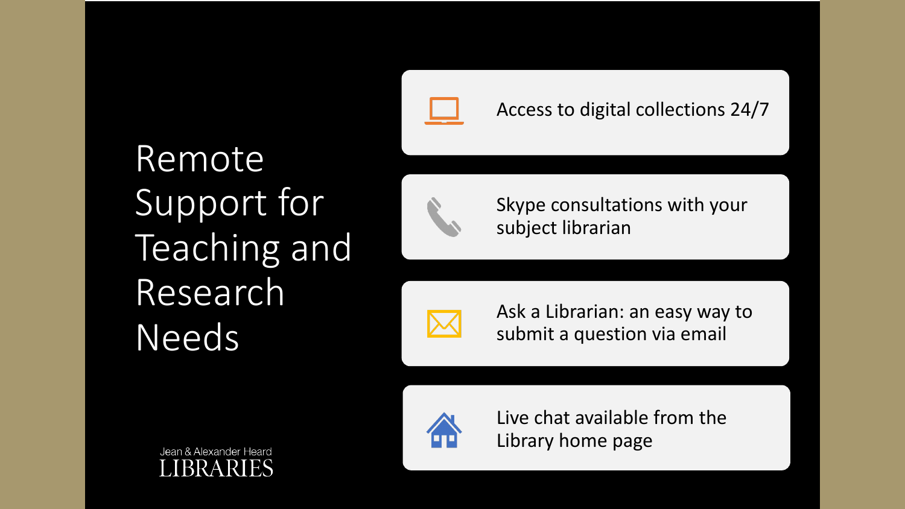# Remote Support for Teaching and Research Needs

- Access to digital collections 24/7
- Skype consultations with your subject librarian
- Ask a Librarian: an easy way to submit a question via email
- Live chat available from the Library home page

Jean & Alexander Heard LIBRARIES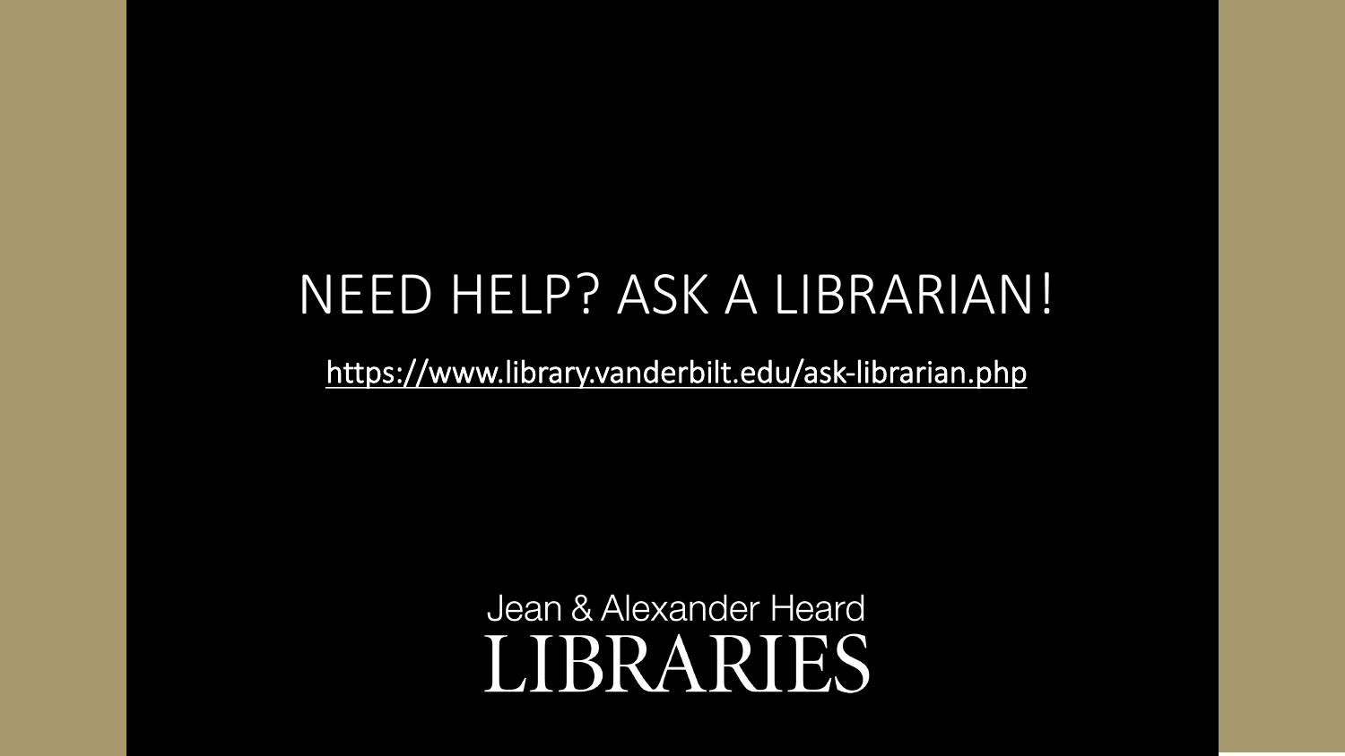# NEED HELP? ASK A LIBRARIAN!

https://www.library.vanderbilt.edu/ask-librarian.php

Jean & Alexander Heard
LIBRARIES